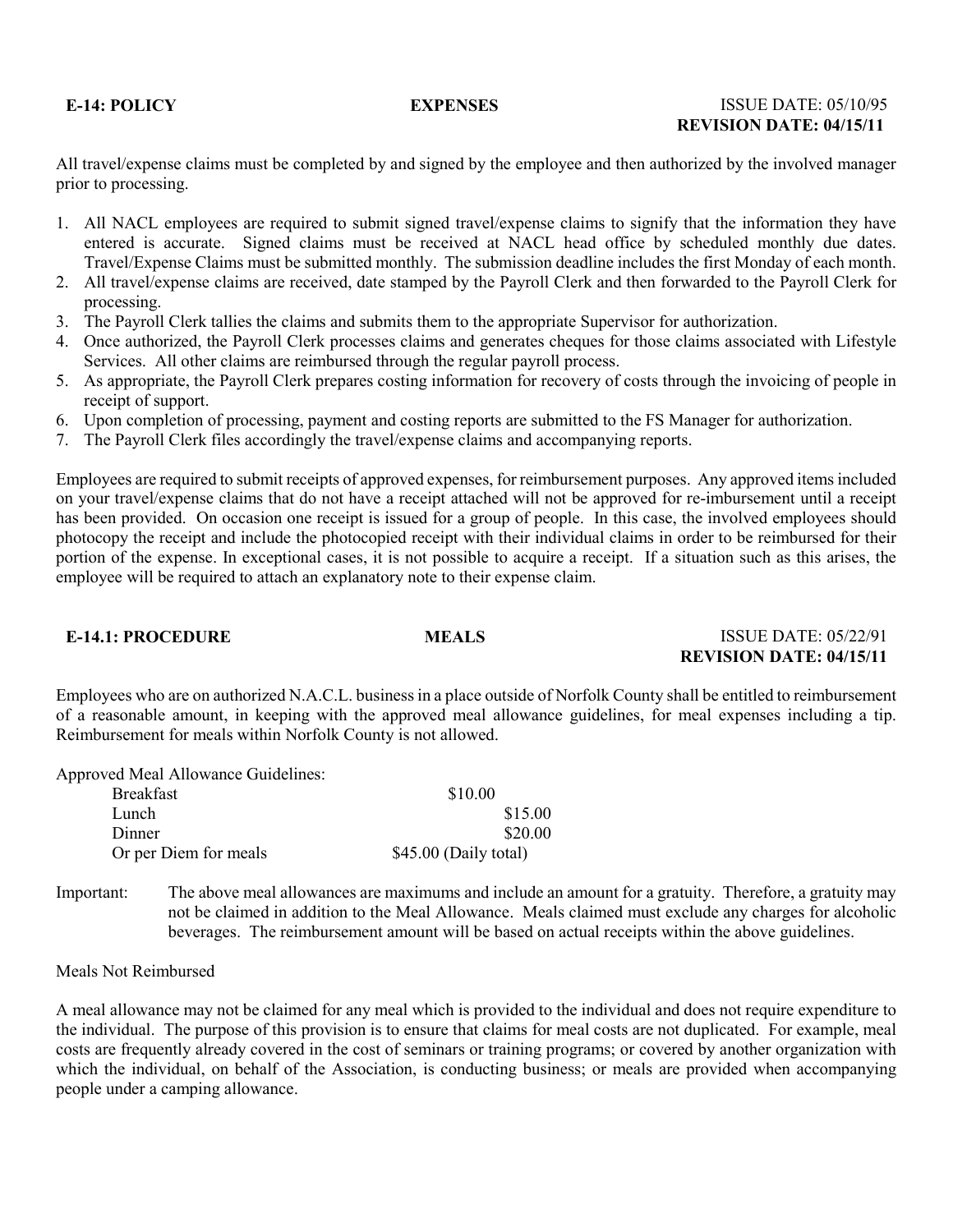**E-14: POLICY** **EXPENSES** ISSUE DATE: 05/10/95
**REVISION DATE: 04/15/11**

All travel/expense claims must be completed by and signed by the employee and then authorized by the involved manager prior to processing.

1. All NACL employees are required to submit signed travel/expense claims to signify that the information they have entered is accurate. Signed claims must be received at NACL head office by scheduled monthly due dates. Travel/Expense Claims must be submitted monthly. The submission deadline includes the first Monday of each month.
2. All travel/expense claims are received, date stamped by the Payroll Clerk and then forwarded to the Payroll Clerk for processing.
3. The Payroll Clerk tallies the claims and submits them to the appropriate Supervisor for authorization.
4. Once authorized, the Payroll Clerk processes claims and generates cheques for those claims associated with Lifestyle Services. All other claims are reimbursed through the regular payroll process.
5. As appropriate, the Payroll Clerk prepares costing information for recovery of costs through the invoicing of people in receipt of support.
6. Upon completion of processing, payment and costing reports are submitted to the FS Manager for authorization.
7. The Payroll Clerk files accordingly the travel/expense claims and accompanying reports.

Employees are required to submit receipts of approved expenses, for reimbursement purposes. Any approved items included on your travel/expense claims that do not have a receipt attached will not be approved for re-imbursement until a receipt has been provided. On occasion one receipt is issued for a group of people. In this case, the involved employees should photocopy the receipt and include the photocopied receipt with their individual claims in order to be reimbursed for their portion of the expense. In exceptional cases, it is not possible to acquire a receipt. If a situation such as this arises, the employee will be required to attach an explanatory note to their expense claim.

**E-14.1: PROCEDURE** **MEALS** ISSUE DATE: 05/22/91
**REVISION DATE: 04/15/11**

Employees who are on authorized N.A.C.L. business in a place outside of Norfolk County shall be entitled to reimbursement of a reasonable amount, in keeping with the approved meal allowance guidelines, for meal expenses including a tip. Reimbursement for meals within Norfolk County is not allowed.

Approved Meal Allowance Guidelines:

| | |
|---|---|
| Breakfast | $10.00 |
| Lunch | $15.00 |
| Dinner | $20.00 |
| Or per Diem for meals | $45.00 (Daily total) |

Important: The above meal allowances are maximums and include an amount for a gratuity. Therefore, a gratuity may not be claimed in addition to the Meal Allowance. Meals claimed must exclude any charges for alcoholic beverages. The reimbursement amount will be based on actual receipts within the above guidelines.

Meals Not Reimbursed

A meal allowance may not be claimed for any meal which is provided to the individual and does not require expenditure to the individual. The purpose of this provision is to ensure that claims for meal costs are not duplicated. For example, meal costs are frequently already covered in the cost of seminars or training programs; or covered by another organization with which the individual, on behalf of the Association, is conducting business; or meals are provided when accompanying people under a camping allowance.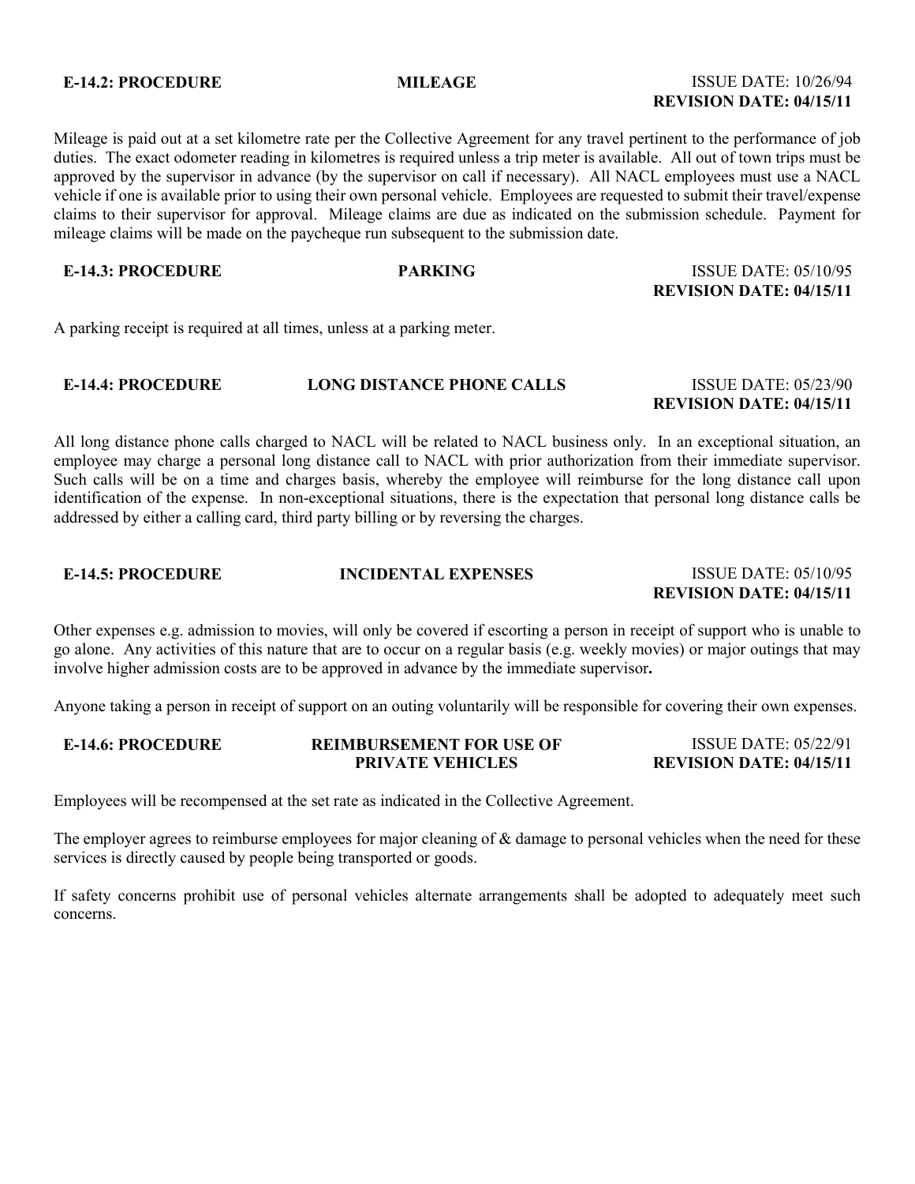**E-14.2: PROCEDURE** **MILEAGE** ISSUE DATE: 10/26/94
**REVISION DATE: 04/15/11**

Mileage is paid out at a set kilometre rate per the Collective Agreement for any travel pertinent to the performance of job duties. The exact odometer reading in kilometres is required unless a trip meter is available. All out of town trips must be approved by the supervisor in advance (by the supervisor on call if necessary). All NACL employees must use a NACL vehicle if one is available prior to using their own personal vehicle. Employees are requested to submit their travel/expense claims to their supervisor for approval. Mileage claims are due as indicated on the submission schedule. Payment for mileage claims will be made on the paycheque run subsequent to the submission date.

**E-14.3: PROCEDURE** **PARKING** ISSUE DATE: 05/10/95
**REVISION DATE: 04/15/11**

A parking receipt is required at all times, unless at a parking meter.

**E-14.4: PROCEDURE** **LONG DISTANCE PHONE CALLS** ISSUE DATE: 05/23/90
**REVISION DATE: 04/15/11**

All long distance phone calls charged to NACL will be related to NACL business only. In an exceptional situation, an employee may charge a personal long distance call to NACL with prior authorization from their immediate supervisor. Such calls will be on a time and charges basis, whereby the employee will reimburse for the long distance call upon identification of the expense. In non-exceptional situations, there is the expectation that personal long distance calls be addressed by either a calling card, third party billing or by reversing the charges.

**E-14.5: PROCEDURE** **INCIDENTAL EXPENSES** ISSUE DATE: 05/10/95
**REVISION DATE: 04/15/11**

Other expenses e.g. admission to movies, will only be covered if escorting a person in receipt of support who is unable to go alone. Any activities of this nature that are to occur on a regular basis (e.g. weekly movies) or major outings that may involve higher admission costs are to be approved in advance by the immediate supervisor**.**

Anyone taking a person in receipt of support on an outing voluntarily will be responsible for covering their own expenses.

**E-14.6: PROCEDURE** **REIMBURSEMENT FOR USE OF PRIVATE VEHICLES** ISSUE DATE: 05/22/91
**REVISION DATE: 04/15/11**

Employees will be recompensed at the set rate as indicated in the Collective Agreement.

The employer agrees to reimburse employees for major cleaning of & damage to personal vehicles when the need for these services is directly caused by people being transported or goods.

If safety concerns prohibit use of personal vehicles alternate arrangements shall be adopted to adequately meet such concerns.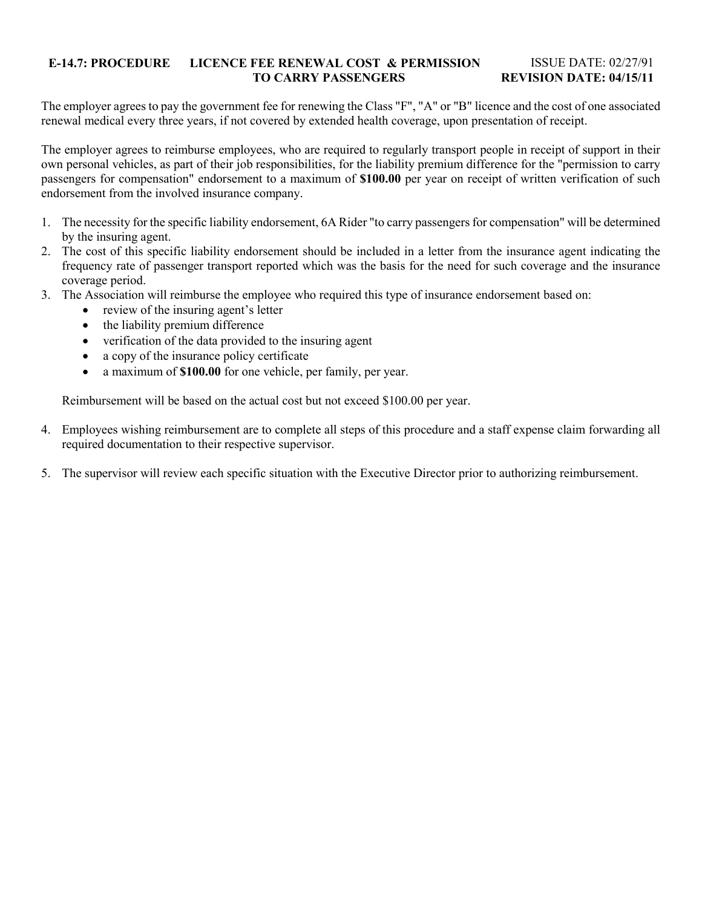**E-14.7: PROCEDURE LICENCE FEE RENEWAL COST & PERMISSION TO CARRY PASSENGERS**

ISSUE DATE: 02/27/91
**REVISION DATE: 04/15/11**

The employer agrees to pay the government fee for renewing the Class "F", "A" or "B" licence and the cost of one associated renewal medical every three years, if not covered by extended health coverage, upon presentation of receipt.

The employer agrees to reimburse employees, who are required to regularly transport people in receipt of support in their own personal vehicles, as part of their job responsibilities, for the liability premium difference for the "permission to carry passengers for compensation" endorsement to a maximum of **$100.00** per year on receipt of written verification of such endorsement from the involved insurance company.

1. The necessity for the specific liability endorsement, 6A Rider "to carry passengers for compensation" will be determined by the insuring agent.
2. The cost of this specific liability endorsement should be included in a letter from the insurance agent indicating the frequency rate of passenger transport reported which was the basis for the need for such coverage and the insurance coverage period.
3. The Association will reimburse the employee who required this type of insurance endorsement based on:
   - review of the insuring agent's letter
   - the liability premium difference
   - verification of the data provided to the insuring agent
   - a copy of the insurance policy certificate
   - a maximum of **$100.00** for one vehicle, per family, per year.

   Reimbursement will be based on the actual cost but not exceed $100.00 per year.

4. Employees wishing reimbursement are to complete all steps of this procedure and a staff expense claim forwarding all required documentation to their respective supervisor.

5. The supervisor will review each specific situation with the Executive Director prior to authorizing reimbursement.